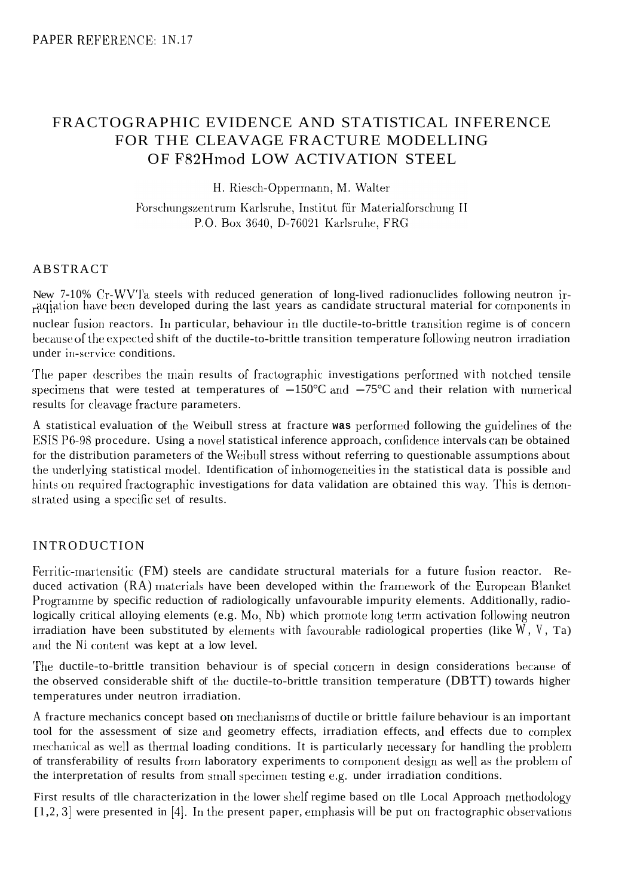PAPER REFERENCE: 1N.17

# FRACTOGRAPHIC EVIDENCE AND STATISTICAL INFERENCE FOR THE CLEAVAGE FRACTURE MODELLING OF F82Hmod LOW ACTIVATION STEEL

H. Riesch-Oppermann, M. Walter

Forschungszentrum Karlsruhe, Institut für Materialforschung II
P.O. Box 3640, D-76021 Karlsruhe, FRG

## ABSTRACT

New 7-10% Cr-WVTa steels with reduced generation of long-lived radionuclides following neutron irradiation have been developed during the last years as candidate structural material for components in nuclear fusion reactors. In particular, behaviour in the ductile-to-brittle transition regime is of concern because of the expected shift of the ductile-to-brittle transition temperature following neutron irradiation under in-service conditions.

The paper describes the main results of fractographic investigations performed with notched tensile specimens that were tested at temperatures of −150°C and −75°C and their relation with numerical results for cleavage fracture parameters.

A statistical evaluation of the Weibull stress at fracture **was** performed following the guidelines of the ESIS P6-98 procedure. Using a novel statistical inference approach, confidence intervals can be obtained for the distribution parameters of the Weibull stress without referring to questionable assumptions about the underlying statistical model. Identification of inhomogeneities in the statistical data is possible and hints on required fractographic investigations for data validation are obtained this way. This is demonstrated using a specific set of results.

## INTRODUCTION

Ferritic-martensitic (FM) steels are candidate structural materials for a future fusion reactor. Reduced activation (RA) materials have been developed within the framework of the European Blanket Programme by specific reduction of radiologically unfavourable impurity elements. Additionally, radiologically critical alloying elements (e.g. Mo, Nb) which promote long term activation following neutron irradiation have been substituted by elements with favourable radiological properties (like W, V, Ta) and the Ni content was kept at a low level.

The ductile-to-brittle transition behaviour is of special concern in design considerations because of the observed considerable shift of the ductile-to-brittle transition temperature (DBTT) towards higher temperatures under neutron irradiation.

A fracture mechanics concept based on mechanisms of ductile or brittle failure behaviour is an important tool for the assessment of size and geometry effects, irradiation effects, and effects due to complex mechanical as well as thermal loading conditions. It is particularly necessary for handling the problem of transferability of results from laboratory experiments to component design as well as the problem of the interpretation of results from small specimen testing e.g. under irradiation conditions.

First results of the characterization in the lower shelf regime based on the Local Approach methodology [1,2, 3] were presented in [4]. In the present paper, emphasis will be put on fractographic observations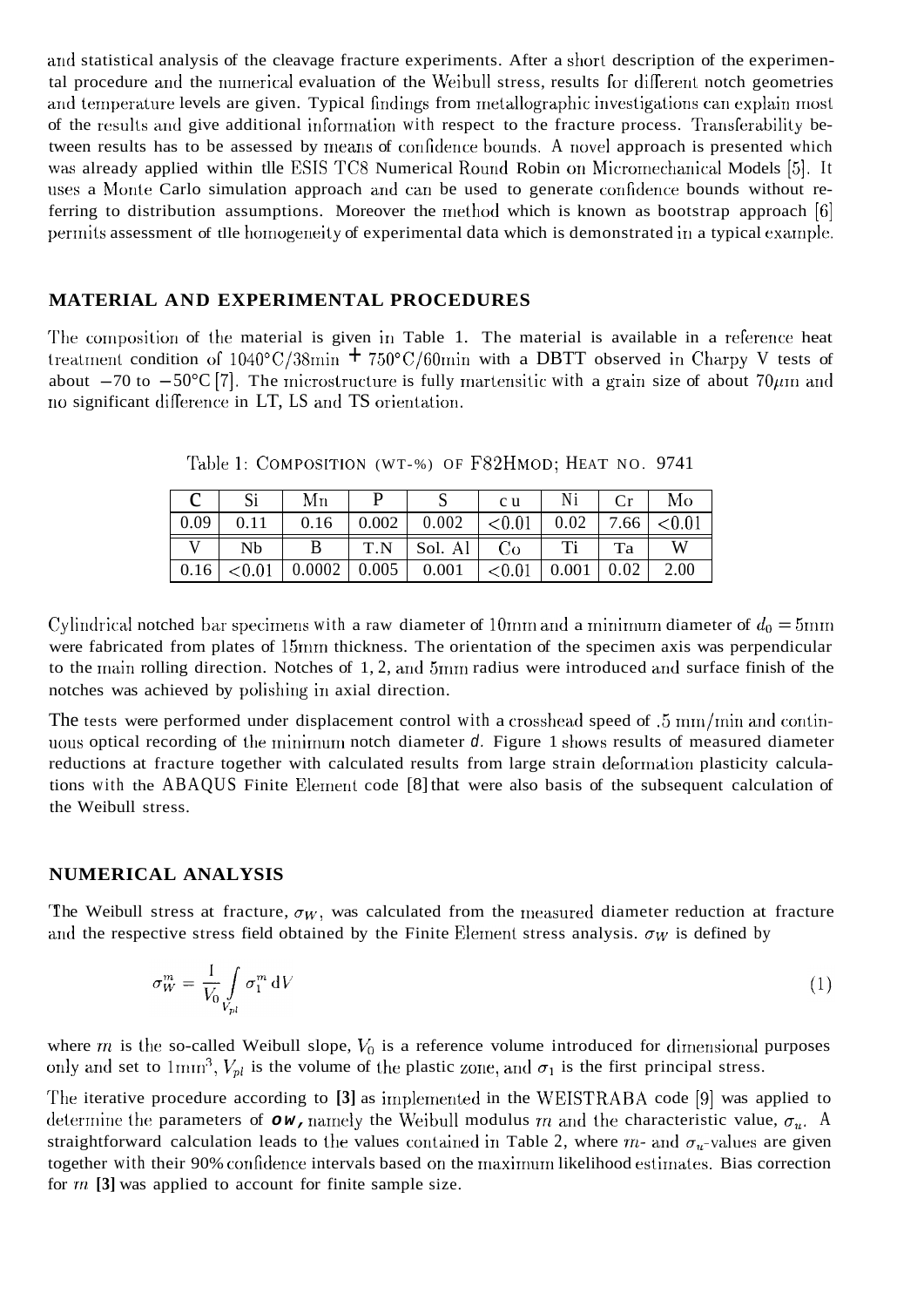and statistical analysis of the cleavage fracture experiments. After a short description of the experimental procedure and the numerical evaluation of the Weibull stress, results for different notch geometries and temperature levels are given. Typical findings from metallographic investigations can explain most of the results and give additional information with respect to the fracture process. Transferability between results has to be assessed by means of confidence bounds. A novel approach is presented which was already applied within the ESIS TC8 Numerical Round Robin on Micromechanical Models [5]. It uses a Monte Carlo simulation approach and can be used to generate confidence bounds without referring to distribution assumptions. Moreover the method which is known as bootstrap approach [6] permits assessment of the homogeneity of experimental data which is demonstrated in a typical example.

## MATERIAL AND EXPERIMENTAL PROCEDURES

The composition of the material is given in Table 1. The material is available in a reference heat treatment condition of 1040°C/38min + 750°C/60min with a DBTT observed in Charpy V tests of about −70 to −50°C [7]. The microstructure is fully martensitic with a grain size of about 70$\mu$m and no significant difference in LT, LS and TS orientation.

Table 1: COMPOSITION (WT-%) OF F82HMOD; HEAT NO. 9741

| C | Si | Mn | P | S | Cu | Ni | Cr | Mo |
|---|---|---|---|---|---|---|---|---|
| 0.09 | 0.11 | 0.16 | 0.002 | 0.002 | <0.01 | 0.02 | 7.66 | <0.01 |
| V | Nb | B | T.N | Sol. Al | Co | Ti | Ta | W |
| 0.16 | <0.01 | 0.0002 | 0.005 | 0.001 | <0.01 | 0.001 | 0.02 | 2.00 |

Cylindrical notched bar specimens with a raw diameter of 10mm and a minimum diameter of $d_0 = 5$mm were fabricated from plates of 15mm thickness. The orientation of the specimen axis was perpendicular to the main rolling direction. Notches of 1, 2, and 5mm radius were introduced and surface finish of the notches was achieved by polishing in axial direction.

The tests were performed under displacement control with a crosshead speed of .5 mm/min and continuous optical recording of the minimum notch diameter $d$. Figure 1 shows results of measured diameter reductions at fracture together with calculated results from large strain deformation plasticity calculations with the ABAQUS Finite Element code [8] that were also basis of the subsequent calculation of the Weibull stress.

## NUMERICAL ANALYSIS

The Weibull stress at fracture, $\sigma_W$, was calculated from the measured diameter reduction at fracture and the respective stress field obtained by the Finite Element stress analysis. $\sigma_W$ is defined by

$$\sigma_W^m = \frac{1}{V_0} \int\limits_{V_{pl}} \sigma_1^m \, \mathrm{d}V \tag{1}$$

where $m$ is the so-called Weibull slope, $V_0$ is a reference volume introduced for dimensional purposes only and set to 1mm$^3$, $V_{pl}$ is the volume of the plastic zone, and $\sigma_1$ is the first principal stress.

The iterative procedure according to [3] as implemented in the WEISTRABA code [9] was applied to determine the parameters of $\sigma_W$, namely the Weibull modulus $m$ and the characteristic value, $\sigma_u$. A straightforward calculation leads to the values contained in Table 2, where $m$- and $\sigma_u$-values are given together with their 90% confidence intervals based on the maximum likelihood estimates. Bias correction for $m$ [3] was applied to account for finite sample size.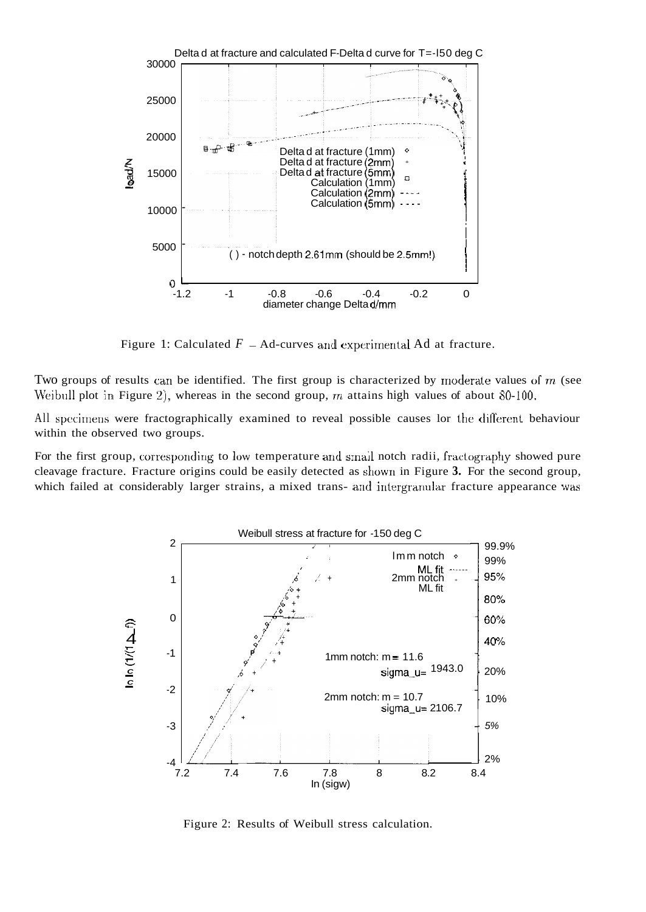Figure 1: Calculated $F - \Delta d$-curves and experimental $\Delta d$ at fracture.

Two groups of results can be identified. The first group is characterized by moderate values of $m$ (see Weibull plot in Figure 2), whereas in the second group, $m$ attains high values of about 80-100.

All specimens were fractographically examined to reveal possible causes lor the different behaviour within the observed two groups.

For the first group, corresponding to low temperature and small notch radii, fractography showed pure cleavage fracture. Fracture origins could be easily detected as shown in Figure **3.** For the second group, which failed at considerably larger strains, a mixed trans- and intergranular fracture appearance was

Figure 2: Results of Weibull stress calculation.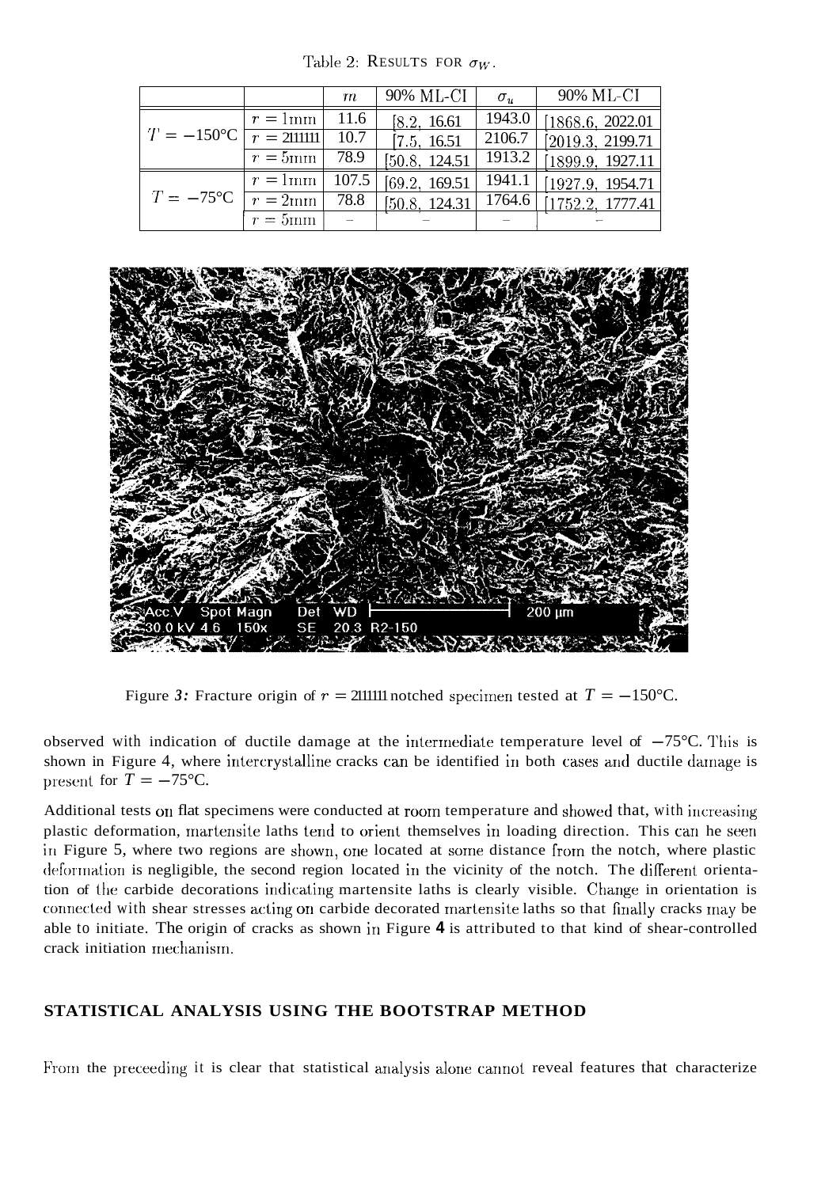Table 2: RESULTS FOR $\sigma_W$.

| | | $m$ | 90% ML-CI | $\sigma_u$ | 90% ML-CI |
|---|---|---|---|---|---|
| $T = -150$°C | $r = 1$mm | 11.6 | [8.2, 16.61 | 1943.0 | [1868.6, 2022.01 |
| | $r = 2111111$ | 10.7 | [7.5, 16.51 | 2106.7 | [2019.3, 2199.71 |
| | $r = 5$mm | 78.9 | [50.8, 124.51 | 1913.2 | [1899.9, 1927.11 |
| $T = -75$°C | $r = 1$mm | 107.5 | [69.2, 169.51 | 1941.1 | [1927.9, 1954.71 |
| | $r = 2$mm | 78.8 | [50.8, 124.31 | 1764.6 | [1752.2, 1777.41 |
| | $r = 5$mm | – | – | – | – |

Figure *3:* Fracture origin of $r = 2111111$ notched specimen tested at $T = -150$°C.

observed with indication of ductile damage at the intermediate temperature level of $-75$°C. This is shown in Figure 4, where intercrystalline cracks can be identified in both cases and ductile damage is present for $T = -75$°C.

Additional tests on flat specimens were conducted at room temperature and showed that, with increasing plastic deformation, martensite laths tend to orient themselves in loading direction. This can he seen in Figure 5, where two regions are shown, one located at some distance from the notch, where plastic deformation is negligible, the second region located in the vicinity of the notch. The different orientation of the carbide decorations indicating martensite laths is clearly visible. Change in orientation is connected with shear stresses acting on carbide decorated martensite laths so that finally cracks may be able to initiate. The origin of cracks as shown in Figure **4** is attributed to that kind of shear-controlled crack initiation mechanism.

## STATISTICAL ANALYSIS USING THE BOOTSTRAP METHOD

From the preceeding it is clear that statistical analysis alone cannot reveal features that characterize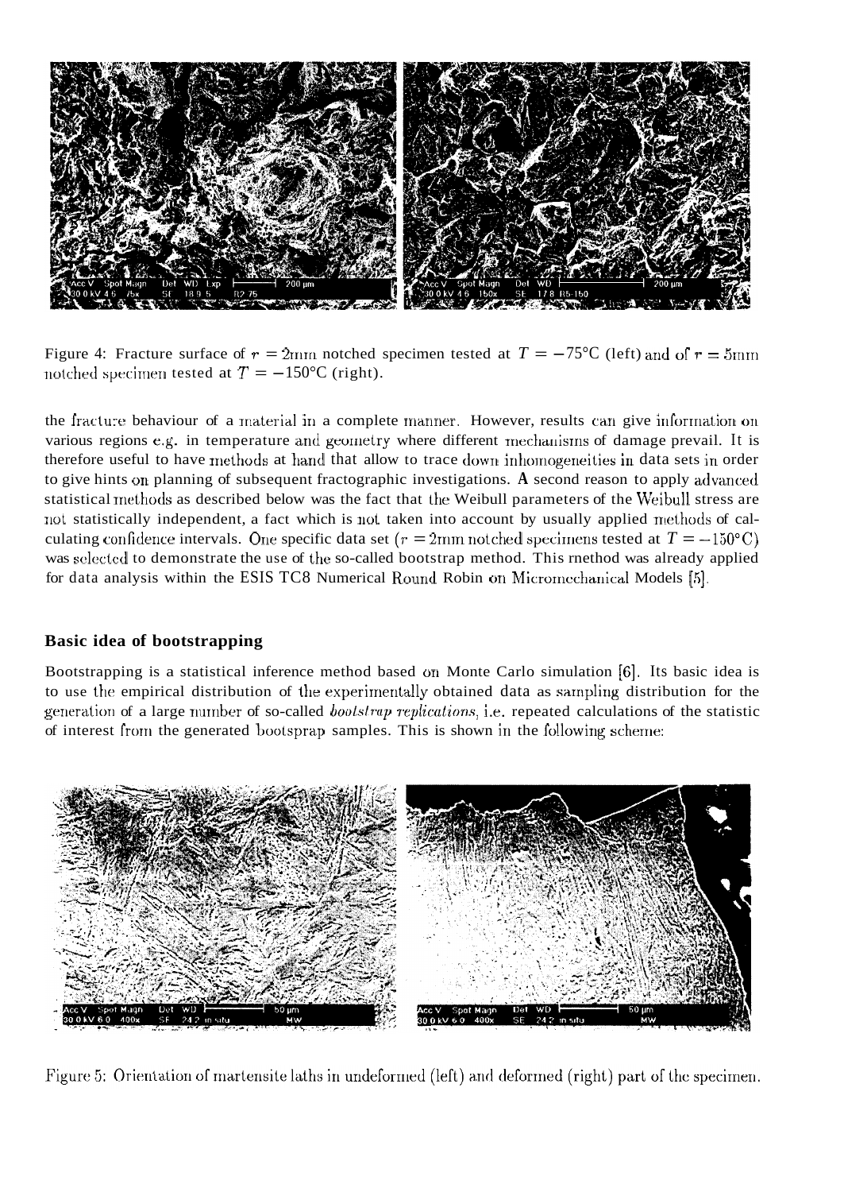Figure 4: Fracture surface of $r = 2$mm notched specimen tested at $T = -75°C$ (left) and of $r = 5$mm notched specimen tested at $T = -150°C$ (right).

the fracture behaviour of a material in a complete manner. However, results can give information on various regions e.g. in temperature and geometry where different mechanisms of damage prevail. It is therefore useful to have methods at hand that allow to trace down inhomogeneities in data sets in order to give hints on planning of subsequent fractographic investigations. A second reason to apply advanced statistical methods as described below was the fact that the Weibull parameters of the Weibull stress are not statistically independent, a fact which is not taken into account by usually applied methods of calculating confidence intervals. One specific data set ($r = 2$mm notched specimens tested at $T = -150°C$) was selected to demonstrate the use of the so-called bootstrap method. This method was already applied for data analysis within the ESIS TC8 Numerical Round Robin on Micromechanical Models [5].

## Basic idea of bootstrapping

Bootstrapping is a statistical inference method based on Monte Carlo simulation [6]. Its basic idea is to use the empirical distribution of the experimentally obtained data as sampling distribution for the generation of a large number of so-called *bootstrap replications*, i.e. repeated calculations of the statistic of interest from the generated bootsprap samples. This is shown in the following scheme:

Figure 5: Orientation of martensite laths in undeformed (left) and deformed (right) part of the specimen.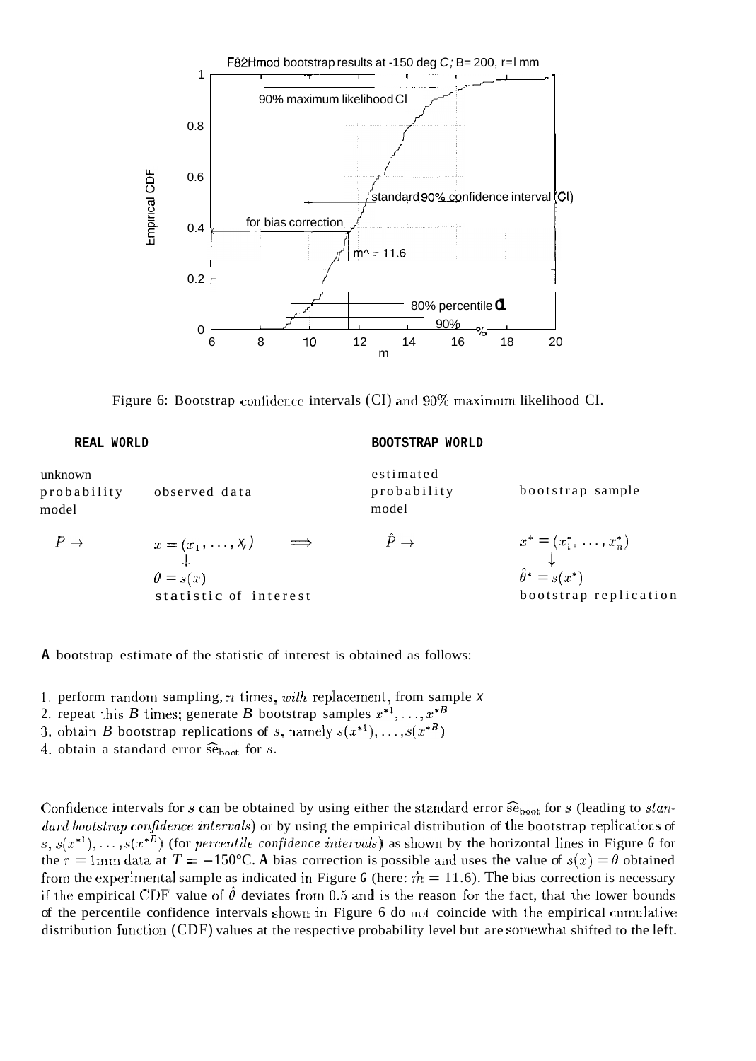Figure 6: Bootstrap confidence intervals (CI) and 90% maximum likelihood CI.

| **REAL WORLD** | | | **BOOTSTRAP WORLD** | |
|---|---|---|---|---|
| unknown probability model | observed data | | estimated probability model | bootstrap sample |
| $P \rightarrow$ | $x = (x_1, \dots, x_n)$ | $\Longrightarrow$ | $\hat{P} \rightarrow$ | $x^* = (x_1^*, \dots, x_n^*)$ |
| | $\downarrow$ | | | $\downarrow$ |
| | $\theta = s(x)$ | | | $\hat{\theta}^* = s(x^*)$ |
| | statistic of interest | | | bootstrap replication |

A bootstrap estimate of the statistic of interest is obtained as follows:

1. perform random sampling, $n$ times, *with* replacement, from sample $x$
2. repeat this $B$ times; generate $B$ bootstrap samples $x^{*1}, \dots, x^{*B}$
3. obtain $B$ bootstrap replications of $s$, namely $s(x^{*1}), \dots, s(x^{*B})$
4. obtain a standard error $\widehat{\text{se}}_{\text{boot}}$ for $s$.

Confidence intervals for $s$ can be obtained by using either the standard error $\widehat{\text{se}}_{\text{boot}}$ for $s$ (leading to *standard bootstrap confidence intervals*) or by using the empirical distribution of the bootstrap replications of $s$, $s(x^{*1}), \dots, s(x^{*B})$ (for *percentile confidence intervals*) as shown by the horizontal lines in Figure 6 for the $r = 1$mm data at $T = -150$°C. A bias correction is possible and uses the value of $s(x) = \theta$ obtained from the experimental sample as indicated in Figure 6 (here: $\hat{m} = 11.6$). The bias correction is necessary if the empirical CDF value of $\hat{\theta}$ deviates from 0.5 and is the reason for the fact, that the lower bounds of the percentile confidence intervals shown in Figure 6 do not coincide with the empirical cumulative distribution function (CDF) values at the respective probability level but are somewhat shifted to the left.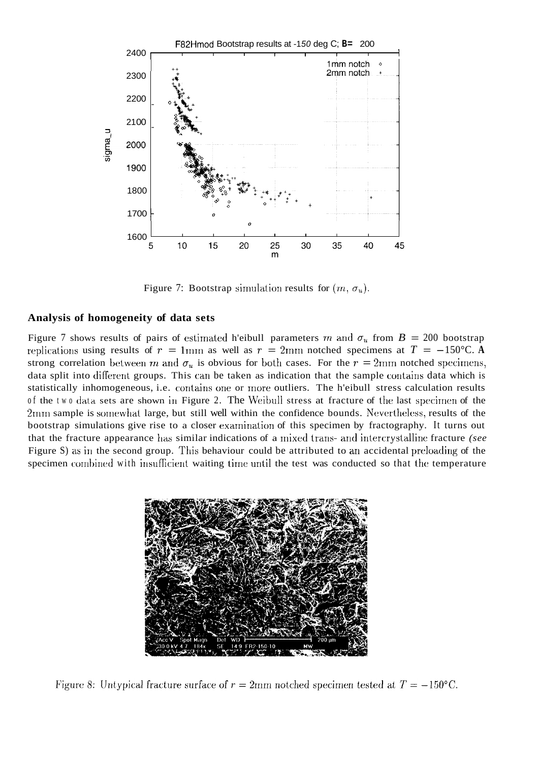Figure 7: Bootstrap simulation results for $(m, \sigma_u)$.

## Analysis of homogeneity of data sets

Figure 7 shows results of pairs of estimated Weibull parameters $m$ and $\sigma_u$ from $B = 200$ bootstrap replications using results of $r = 1$mm as well as $r = 2$mm notched specimens at $T = -150$°C. A strong correlation between $m$ and $\sigma_u$ is obvious for both cases. For the $r = 2$mm notched specimens, data split into different groups. This can be taken as indication that the sample contains data which is statistically inhomogeneous, i.e. contains one or more outliers. The Weibull stress calculation results of the two data sets are shown in Figure 2. The Weibull stress at fracture of the last specimen of the 2mm sample is somewhat large, but still well within the confidence bounds. Nevertheless, results of the bootstrap simulations give rise to a closer examination of this specimen by fractography. It turns out that the fracture appearance has similar indications of a mixed trans- and intercrystalline fracture *(see* Figure 8) as in the second group. This behaviour could be attributed to an accidental preloading of the specimen combined with insufficient waiting time until the test was conducted so that the temperature

Figure 8: Untypical fracture surface of $r = 2$mm notched specimen tested at $T = -150$°C.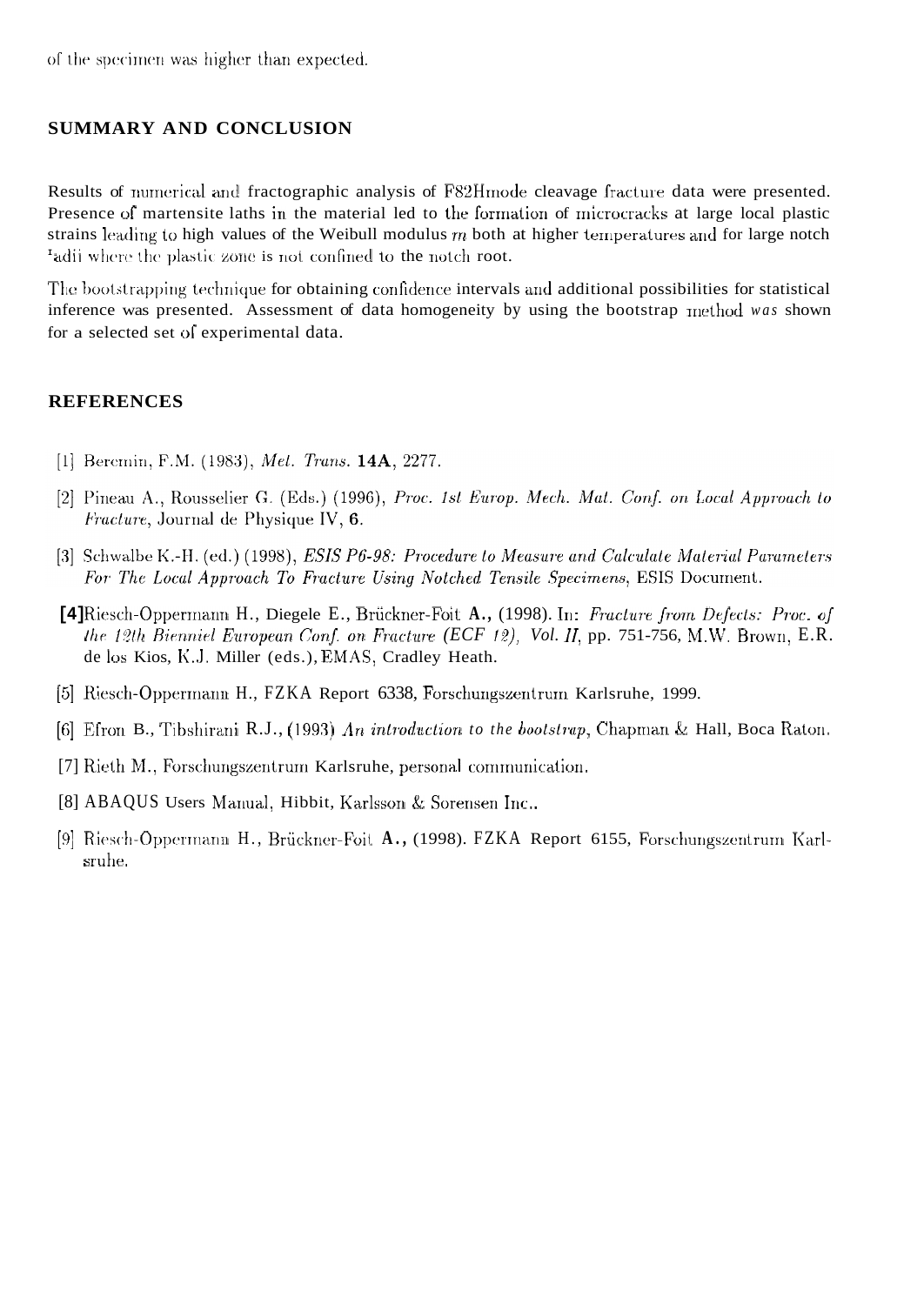of the specimen was higher than expected.

## SUMMARY AND CONCLUSION

Results of numerical and fractographic analysis of F82Hmode cleavage fracture data were presented. Presence of martensite laths in the material led to the formation of microcracks at large local plastic strains leading to high values of the Weibull modulus $m$ both at higher temperatures and for large notch radii where the plastic zone is not confined to the notch root.

The bootstrapping technique for obtaining confidence intervals and additional possibilities for statistical inference was presented. Assessment of data homogeneity by using the bootstrap method was shown for a selected set of experimental data.

## REFERENCES

[1] Beremin, F.M. (1983), *Met. Trans.* **14A**, 2277.

[2] Pineau A., Rousselier G. (Eds.) (1996), *Proc. 1st Europ. Mech. Mat. Conf. on Local Approach to Fracture*, Journal de Physique IV, **6**.

[3] Schwalbe K.-H. (ed.) (1998), *ESIS P6-98: Procedure to Measure and Calculate Material Parameters For The Local Approach To Fracture Using Notched Tensile Specimens*, ESIS Document.

[4] Riesch-Oppermann H., Diegele E., Brückner-Foit A., (1998). In: *Fracture from Defects: Proc. of the 12th Bienniel European Conf. on Fracture (ECF 12), Vol. II*, pp. 751-756, M.W. Brown, E.R. de los Kios, K.J. Miller (eds.), EMAS, Cradley Heath.

[5] Riesch-Oppermann H., FZKA Report 6338, Forschungszentrum Karlsruhe, 1999.

[6] Efron B., Tibshirani R.J., (1993) *An introduction to the bootstrap*, Chapman & Hall, Boca Raton.

[7] Rieth M., Forschungszentrum Karlsruhe, personal communication.

[8] ABAQUS Users Manual, Hibbit, Karlsson & Sorensen Inc..

[9] Riesch-Oppermann H., Brückner-Foit A., (1998). FZKA Report 6155, Forschungszentrum Karlsruhe.